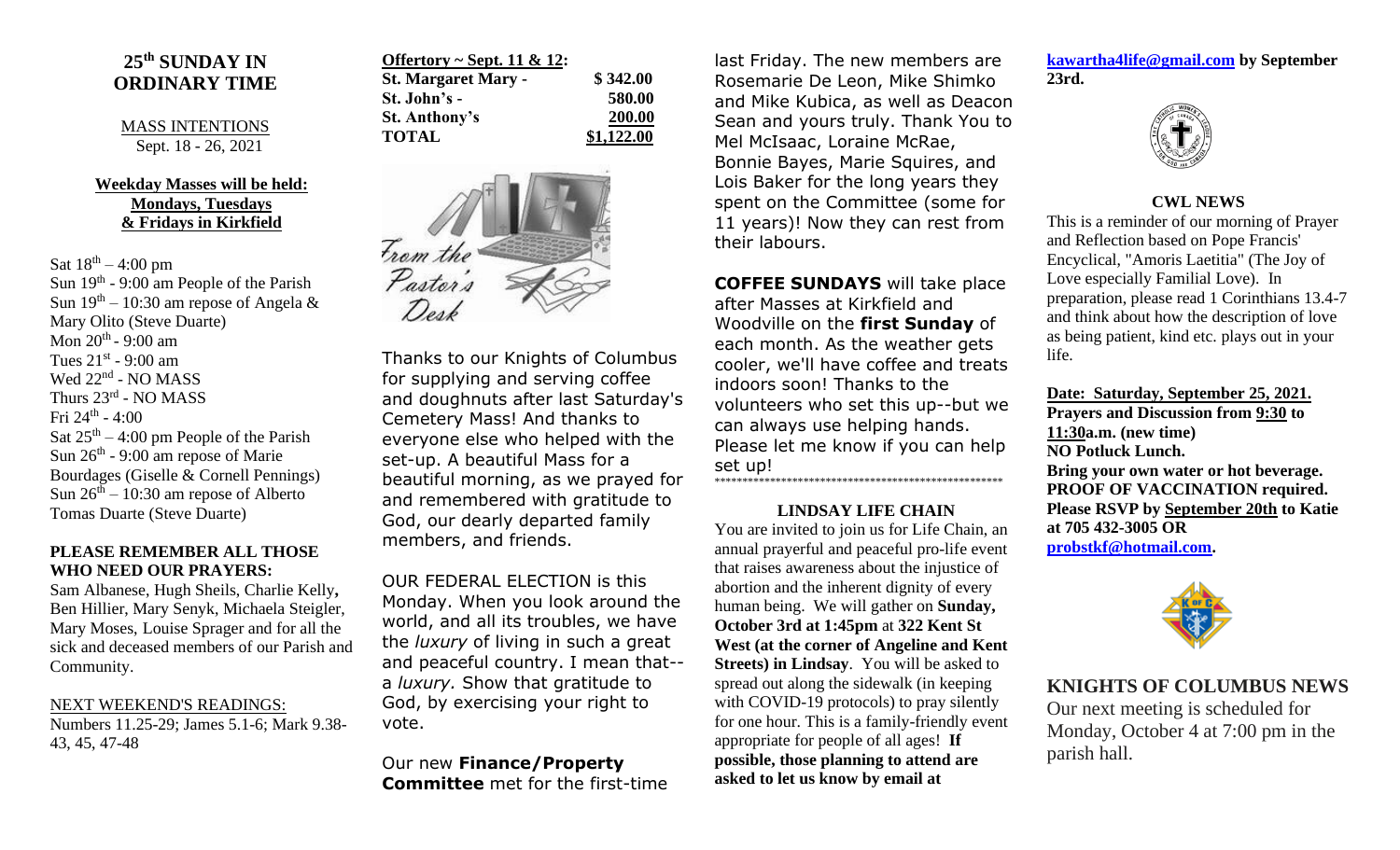# 25th SUNDAY IN ORDINARY TIME

MASS INTENTIONS
Sept. 18 - 26, 2021

**Weekday Masses will be held: Mondays, Tuesdays & Fridays in Kirkfield**

Sat 18th – 4:00 pm
Sun 19th - 9:00 am People of the Parish
Sun 19th – 10:30 am repose of Angela & Mary Olito (Steve Duarte)
Mon 20th - 9:00 am
Tues 21st - 9:00 am
Wed 22nd - NO MASS
Thurs 23rd - NO MASS
Fri 24th - 4:00
Sat 25th – 4:00 pm People of the Parish
Sun 26th - 9:00 am repose of Marie Bourdages (Giselle & Cornell Pennings)
Sun 26th – 10:30 am repose of Alberto Tomas Duarte (Steve Duarte)

**PLEASE REMEMBER ALL THOSE WHO NEED OUR PRAYERS:**
Sam Albanese, Hugh Sheils, Charlie Kelly, Ben Hillier, Mary Senyk, Michaela Steigler, Mary Moses, Louise Sprager and for all the sick and deceased members of our Parish and Community.

NEXT WEEKEND'S READINGS:
Numbers 11.25-29; James 5.1-6; Mark 9.38-43, 45, 47-48

**Offertory ~ Sept. 11 & 12:**

| | |
|---|---|
| **St. Margaret Mary -** | **$ 342.00** |
| **St. John's -** | **580.00** |
| **St. Anthony's** | **200.00** |
| **TOTAL** | **$1,122.00** |

From the Pastor's Desk

Thanks to our Knights of Columbus for supplying and serving coffee and doughnuts after last Saturday's Cemetery Mass! And thanks to everyone else who helped with the set-up. A beautiful Mass for a beautiful morning, as we prayed for and remembered with gratitude to God, our dearly departed family members, and friends.

OUR FEDERAL ELECTION is this Monday. When you look around the world, and all its troubles, we have the *luxury* of living in such a great and peaceful country. I mean that--a *luxury.* Show that gratitude to God, by exercising your right to vote.

Our new **Finance/Property Committee** met for the first-time last Friday. The new members are Rosemarie De Leon, Mike Shimko and Mike Kubica, as well as Deacon Sean and yours truly. Thank You to Mel McIsaac, Loraine McRae, Bonnie Bayes, Marie Squires, and Lois Baker for the long years they spent on the Committee (some for 11 years)! Now they can rest from their labours.

**COFFEE SUNDAYS** will take place after Masses at Kirkfield and Woodville on the **first Sunday** of each month. As the weather gets cooler, we'll have coffee and treats indoors soon! Thanks to the volunteers who set this up--but we can always use helping hands. Please let me know if you can help set up!

**LINDSAY LIFE CHAIN**

You are invited to join us for Life Chain, an annual prayerful and peaceful pro-life event that raises awareness about the injustice of abortion and the inherent dignity of every human being. We will gather on **Sunday, October 3rd at 1:45pm** at **322 Kent St West (at the corner of Angeline and Kent Streets) in Lindsay**. You will be asked to spread out along the sidewalk (in keeping with COVID-19 protocols) to pray silently for one hour. This is a family-friendly event appropriate for people of all ages! **If possible, those planning to attend are asked to let us know by email at kawartha4life@gmail.com by September 23rd.**

**CWL NEWS**

This is a reminder of our morning of Prayer and Reflection based on Pope Francis' Encyclical, "Amoris Laetitia" (The Joy of Love especially Familial Love). In preparation, please read 1 Corinthians 13.4-7 and think about how the description of love as being patient, kind etc. plays out in your life.

**Date: Saturday, September 25, 2021.**
**Prayers and Discussion from 9:30 to 11:30a.m. (new time)**
**NO Potluck Lunch.**
**Bring your own water or hot beverage.**
**PROOF OF VACCINATION required.**
**Please RSVP by September 20th to Katie at 705 432-3005 OR probstkf@hotmail.com.**

## KNIGHTS OF COLUMBUS NEWS

Our next meeting is scheduled for Monday, October 4 at 7:00 pm in the parish hall.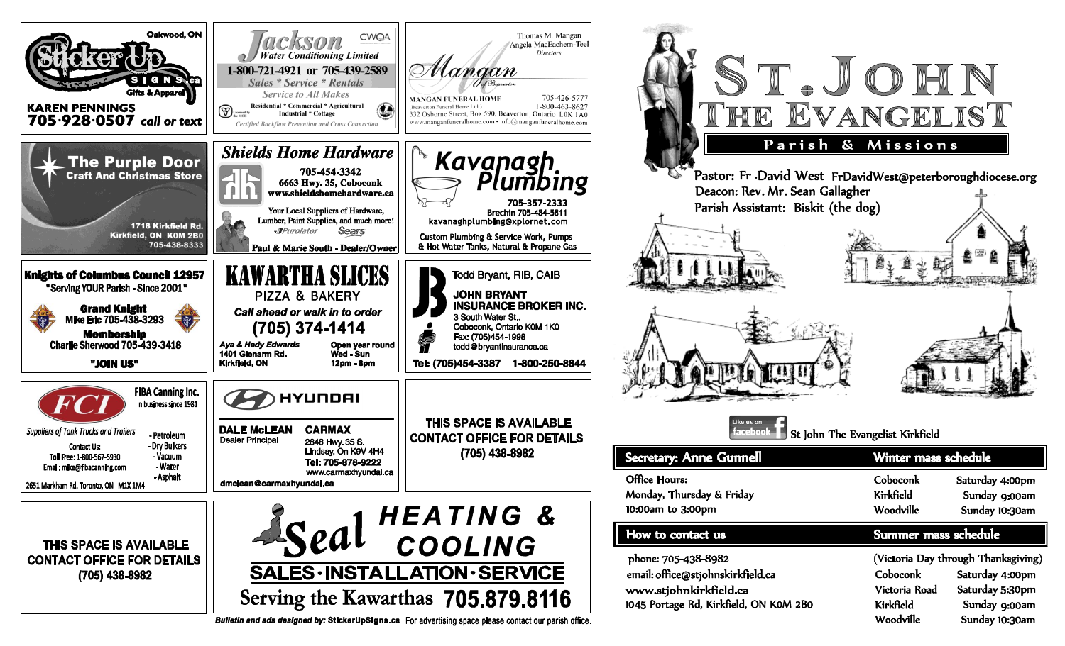Oakwood, ON

**Sticker Up SIGNS.ca**

Gifts & Apparel

**KAREN PENNINGS**
**705·928·0507** *call or text*

---

*Jackson* CWQA
*Water Conditioning Limited*
**1-800-721-4921 or 705-439-2589**
*Sales * Service * Rentals*
*Service to All Makes*
Residential * Commercial * Agricultural
Industrial * Cottage
*Certified Backflow Prevention and Cross Connection*

---

Thomas M. Mangan
Angela MacEachern-Teel
*Directors*

*Mangan of Beaverton*

MANGAN FUNERAL HOME 705-426-5777
(Beaverton Funeral Home Ltd.) 1-800-463-8627
332 Osborne Street, Box 590, Beaverton, Ontario L0K 1A0
www.manganfuneralhome.com • info@manganfuneralhome.com

---

**The Purple Door**
**Craft And Christmas Store**

1718 Kirkfield Rd.
Kirkfield, ON K0M 2B0
705-438-8333

---

***Shields Home Hardware***

705-454-3342
6663 Hwy. 35, Coboconk
www.shieldshomehardware.ca

Your Local Suppliers of Hardware, Lumber, Paint Supplies, and much more!

Purolator Sears

**Paul & Marie South - Dealer/Owner**

---

***Kavanagh Plumbing***

705-357-2333
Brechin 705-484-5811
kavanaghplumbing@xplornet.com

Custom Plumbing & Service Work, Pumps & Hot Water Tanks, Natural & Propane Gas

---

**Knights of Columbus Council 12957**
"Serving YOUR Parish - Since 2001"

**Grand Knight**
Mike Eric 705-438-3293

**Membership**
Charlie Sherwood 705-439-3418

**"JOIN US"**

---

**KAWARTHA SLICES**
PIZZA & BAKERY
*Call ahead or walk in to order*
**(705) 374-1414**

*Aya & Hedy Edwards*
1401 Glenarm Rd.
Kirkfield, ON

Open year round
Wed - Sun
12pm - 8pm

---

Todd Bryant, RIB, CAIB

**JOHN BRYANT INSURANCE BROKER INC.**
3 South Water St.,
Coboconk, Ontario K0M 1K0
Fax: (705)454-1998
todd@bryantinsurance.ca

**Tel: (705)454-3387 1-800-250-8844**

---

**FCI**

**FIBA Canning Inc.**
In business since 1981

*Suppliers of Tank Trucks and Trailers*

- Petroleum
- Dry Bulkers
- Vacuum
- Water
- Asphalt

Contact Us:
Toll Free: 1-800-567-5930
Email: mike@fibacanning.com

2651 Markham Rd. Toronto, ON M1X 1M4

---

**HYUNDAI**

**DALE McLEAN**
Dealer Principal

**CARMAX**
2848 Hwy. 35 S.
Lindsay, On K9V 4H4
**Tel: 705-878-9222**
www.carmaxhyundai.ca

dmclean@carmaxhyundai.ca

---

**THIS SPACE IS AVAILABLE**
**CONTACT OFFICE FOR DETAILS**
**(705) 438-8982**

---

**THIS SPACE IS AVAILABLE**
**CONTACT OFFICE FOR DETAILS**
**(705) 438-8982**

---

***Seal HEATING & COOLING***

**SALES · INSTALLATION · SERVICE**

**Serving the Kawarthas 705.879.8116**

*Bulletin and ads designed by:* **StickerUpSigns.ca** For advertising space please contact our parish office.

---

# ST. JOHN THE EVANGELIST

## Parish & Missions

Pastor: Fr .David West FrDavidWest@peterboroughdiocese.org
Deacon: Rev. Mr. Sean Gallagher
Parish Assistant: Biskit (the dog)

Like us on facebook St John The Evangelist Kirkfield

### Secretary: Anne Gunnell

Office Hours:
Monday, Thursday & Friday
10:00am to 3:00pm

### How to contact us

phone: 705-438-8982
email: office@stjohnskirkfield.ca
www.stjohnkirkfield.ca
1045 Portage Rd, Kirkfield, ON K0M 2B0

### Winter mass schedule

| | |
|---|---|
| Coboconk | Saturday 4:00pm |
| Kirkfield | Sunday 9:00am |
| Woodville | Sunday 10:30am |

### Summer mass schedule

(Victoria Day through Thanksgiving)

| | |
|---|---|
| Coboconk | Saturday 4:00pm |
| Victoria Road | Saturday 5:30pm |
| Kirkfield | Sunday 9:00am |
| Woodville | Sunday 10:30am |